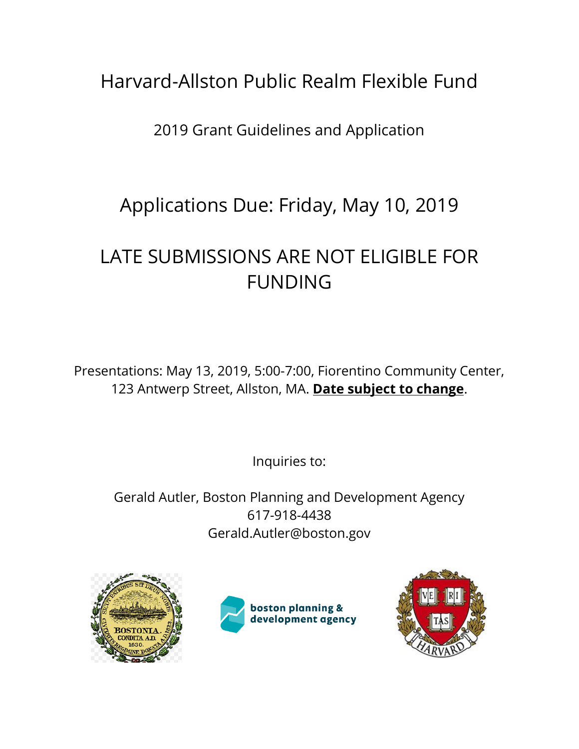# Harvard-Allston Public Realm Flexible Fund

## 2019 Grant Guidelines and Application

## Applications Due: Friday, May 10, 2019

## LATE SUBMISSIONS ARE NOT ELIGIBLE FOR FUNDING

Presentations: May 13, 2019, 5:00-7:00, Fiorentino Community Center, 123 Antwerp Street, Allston, MA. **Date subject to change**.

Inquiries to:

Gerald Autler, Boston Planning and Development Agency
617-918-4438
Gerald.Autler@boston.gov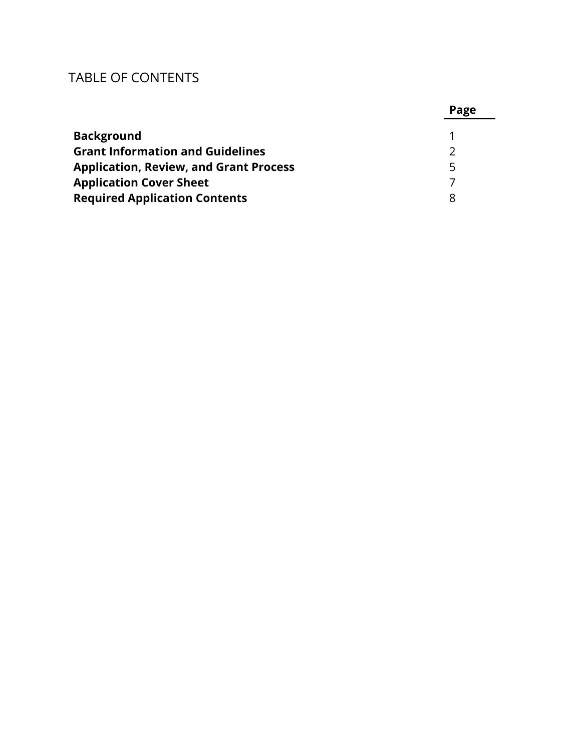# TABLE OF CONTENTS

| | Page |
|---|---|
| **Background** | 1 |
| **Grant Information and Guidelines** | 2 |
| **Application, Review, and Grant Process** | 5 |
| **Application Cover Sheet** | 7 |
| **Required Application Contents** | 8 |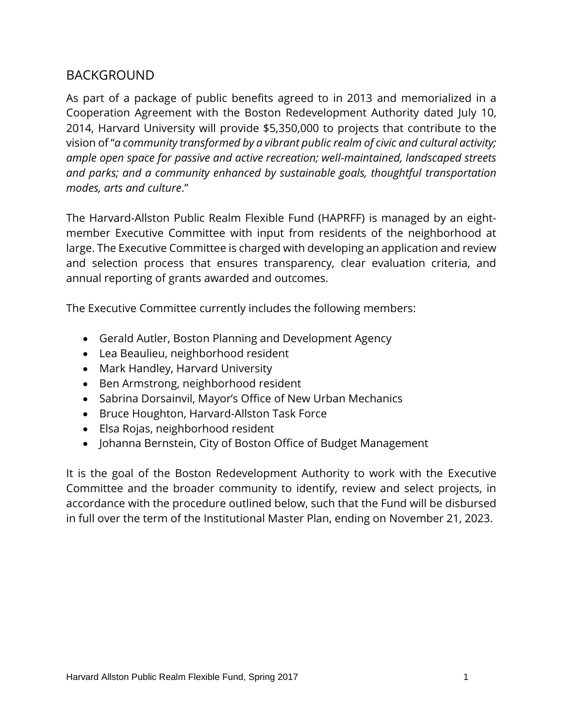## BACKGROUND

As part of a package of public benefits agreed to in 2013 and memorialized in a Cooperation Agreement with the Boston Redevelopment Authority dated July 10, 2014, Harvard University will provide $5,350,000 to projects that contribute to the vision of "*a community transformed by a vibrant public realm of civic and cultural activity; ample open space for passive and active recreation; well-maintained, landscaped streets and parks; and a community enhanced by sustainable goals, thoughtful transportation modes, arts and culture*."

The Harvard-Allston Public Realm Flexible Fund (HAPRFF) is managed by an eight-member Executive Committee with input from residents of the neighborhood at large. The Executive Committee is charged with developing an application and review and selection process that ensures transparency, clear evaluation criteria, and annual reporting of grants awarded and outcomes.

The Executive Committee currently includes the following members:

- Gerald Autler, Boston Planning and Development Agency
- Lea Beaulieu, neighborhood resident
- Mark Handley, Harvard University
- Ben Armstrong, neighborhood resident
- Sabrina Dorsainvil, Mayor's Office of New Urban Mechanics
- Bruce Houghton, Harvard-Allston Task Force
- Elsa Rojas, neighborhood resident
- Johanna Bernstein, City of Boston Office of Budget Management

It is the goal of the Boston Redevelopment Authority to work with the Executive Committee and the broader community to identify, review and select projects, in accordance with the procedure outlined below, such that the Fund will be disbursed in full over the term of the Institutional Master Plan, ending on November 21, 2023.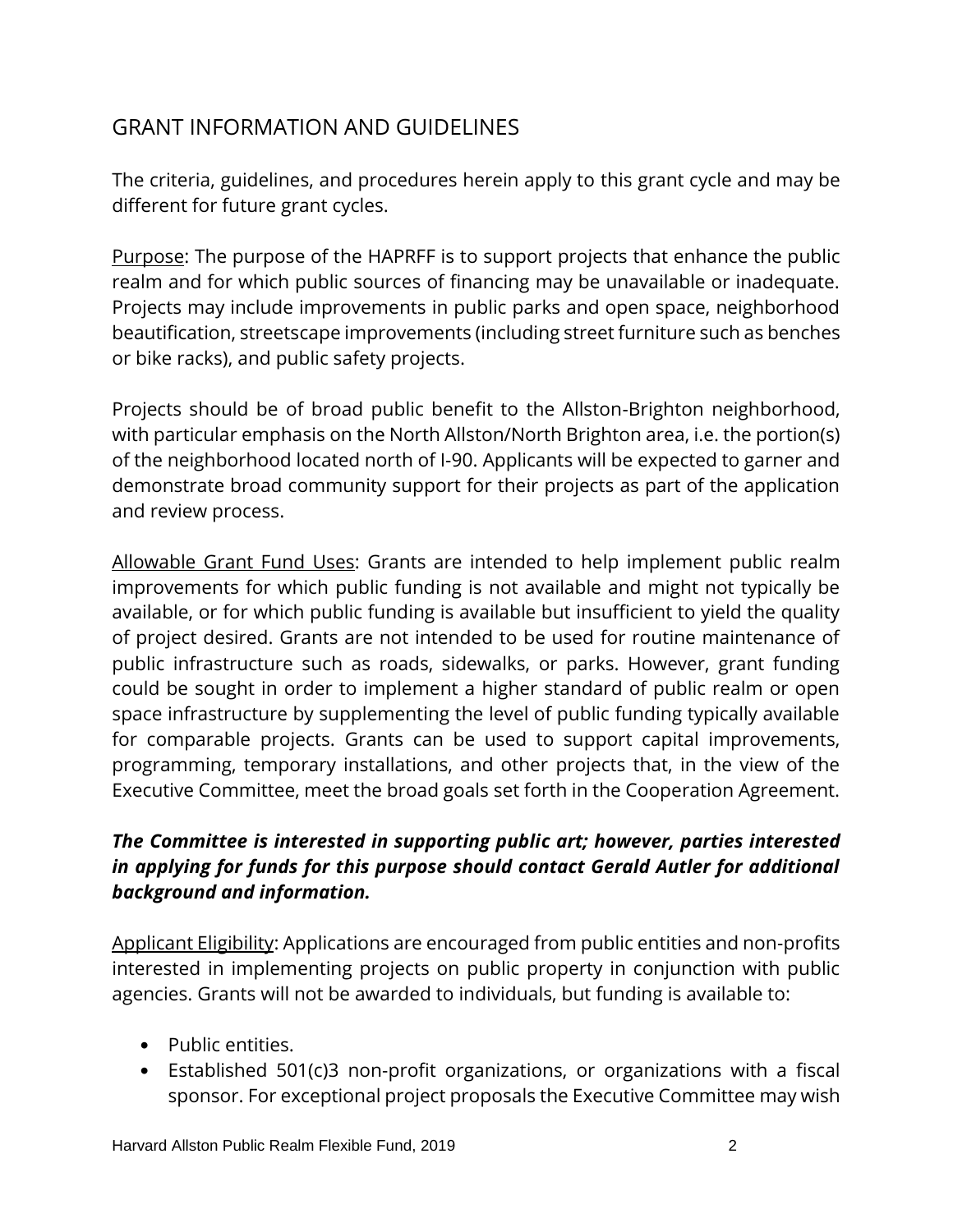## GRANT INFORMATION AND GUIDELINES

The criteria, guidelines, and procedures herein apply to this grant cycle and may be different for future grant cycles.

Purpose: The purpose of the HAPRFF is to support projects that enhance the public realm and for which public sources of financing may be unavailable or inadequate. Projects may include improvements in public parks and open space, neighborhood beautification, streetscape improvements (including street furniture such as benches or bike racks), and public safety projects.

Projects should be of broad public benefit to the Allston-Brighton neighborhood, with particular emphasis on the North Allston/North Brighton area, i.e. the portion(s) of the neighborhood located north of I-90. Applicants will be expected to garner and demonstrate broad community support for their projects as part of the application and review process.

Allowable Grant Fund Uses: Grants are intended to help implement public realm improvements for which public funding is not available and might not typically be available, or for which public funding is available but insufficient to yield the quality of project desired. Grants are not intended to be used for routine maintenance of public infrastructure such as roads, sidewalks, or parks. However, grant funding could be sought in order to implement a higher standard of public realm or open space infrastructure by supplementing the level of public funding typically available for comparable projects. Grants can be used to support capital improvements, programming, temporary installations, and other projects that, in the view of the Executive Committee, meet the broad goals set forth in the Cooperation Agreement.

***The Committee is interested in supporting public art; however, parties interested in applying for funds for this purpose should contact Gerald Autler for additional background and information.***

Applicant Eligibility: Applications are encouraged from public entities and non-profits interested in implementing projects on public property in conjunction with public agencies. Grants will not be awarded to individuals, but funding is available to:

- Public entities.
- Established 501(c)3 non-profit organizations, or organizations with a fiscal sponsor. For exceptional project proposals the Executive Committee may wish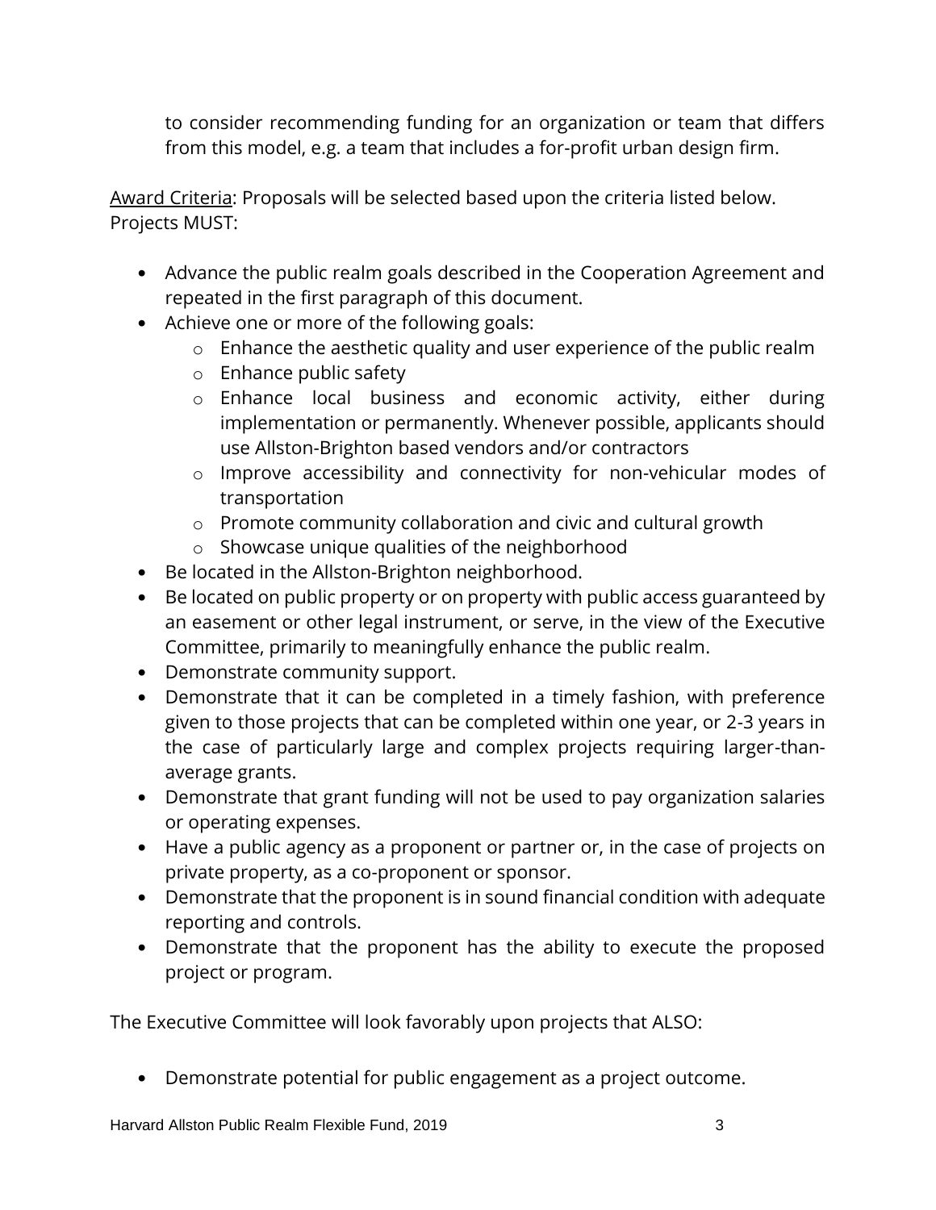to consider recommending funding for an organization or team that differs from this model, e.g. a team that includes a for-profit urban design firm.

<u>Award Criteria</u>: Proposals will be selected based upon the criteria listed below. Projects MUST:

- Advance the public realm goals described in the Cooperation Agreement and repeated in the first paragraph of this document.
- Achieve one or more of the following goals:
  - Enhance the aesthetic quality and user experience of the public realm
  - Enhance public safety
  - Enhance local business and economic activity, either during implementation or permanently. Whenever possible, applicants should use Allston-Brighton based vendors and/or contractors
  - Improve accessibility and connectivity for non-vehicular modes of transportation
  - Promote community collaboration and civic and cultural growth
  - Showcase unique qualities of the neighborhood
- Be located in the Allston-Brighton neighborhood.
- Be located on public property or on property with public access guaranteed by an easement or other legal instrument, or serve, in the view of the Executive Committee, primarily to meaningfully enhance the public realm.
- Demonstrate community support.
- Demonstrate that it can be completed in a timely fashion, with preference given to those projects that can be completed within one year, or 2-3 years in the case of particularly large and complex projects requiring larger-than-average grants.
- Demonstrate that grant funding will not be used to pay organization salaries or operating expenses.
- Have a public agency as a proponent or partner or, in the case of projects on private property, as a co-proponent or sponsor.
- Demonstrate that the proponent is in sound financial condition with adequate reporting and controls.
- Demonstrate that the proponent has the ability to execute the proposed project or program.

The Executive Committee will look favorably upon projects that ALSO:

- Demonstrate potential for public engagement as a project outcome.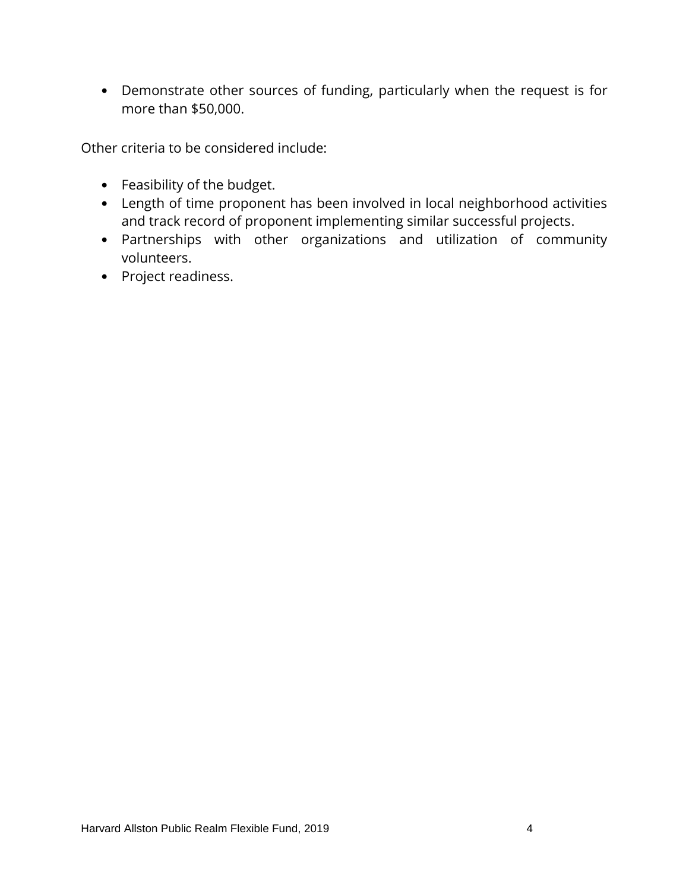- Demonstrate other sources of funding, particularly when the request is for more than $50,000.

Other criteria to be considered include:

- Feasibility of the budget.
- Length of time proponent has been involved in local neighborhood activities and track record of proponent implementing similar successful projects.
- Partnerships with other organizations and utilization of community volunteers.
- Project readiness.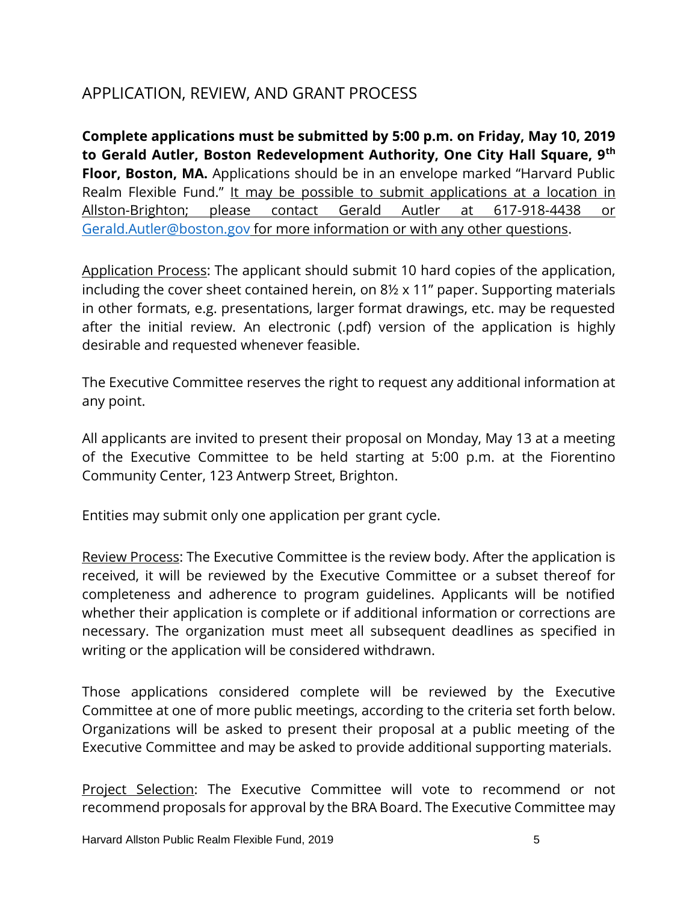## APPLICATION, REVIEW, AND GRANT PROCESS

**Complete applications must be submitted by 5:00 p.m. on Friday, May 10, 2019 to Gerald Autler, Boston Redevelopment Authority, One City Hall Square, 9th Floor, Boston, MA.** Applications should be in an envelope marked "Harvard Public Realm Flexible Fund." It may be possible to submit applications at a location in Allston-Brighton; please contact Gerald Autler at 617-918-4438 or Gerald.Autler@boston.gov for more information or with any other questions.

Application Process: The applicant should submit 10 hard copies of the application, including the cover sheet contained herein, on 8½ x 11" paper. Supporting materials in other formats, e.g. presentations, larger format drawings, etc. may be requested after the initial review. An electronic (.pdf) version of the application is highly desirable and requested whenever feasible.

The Executive Committee reserves the right to request any additional information at any point.

All applicants are invited to present their proposal on Monday, May 13 at a meeting of the Executive Committee to be held starting at 5:00 p.m. at the Fiorentino Community Center, 123 Antwerp Street, Brighton.

Entities may submit only one application per grant cycle.

Review Process: The Executive Committee is the review body. After the application is received, it will be reviewed by the Executive Committee or a subset thereof for completeness and adherence to program guidelines. Applicants will be notified whether their application is complete or if additional information or corrections are necessary. The organization must meet all subsequent deadlines as specified in writing or the application will be considered withdrawn.

Those applications considered complete will be reviewed by the Executive Committee at one of more public meetings, according to the criteria set forth below. Organizations will be asked to present their proposal at a public meeting of the Executive Committee and may be asked to provide additional supporting materials.

Project Selection: The Executive Committee will vote to recommend or not recommend proposals for approval by the BRA Board. The Executive Committee may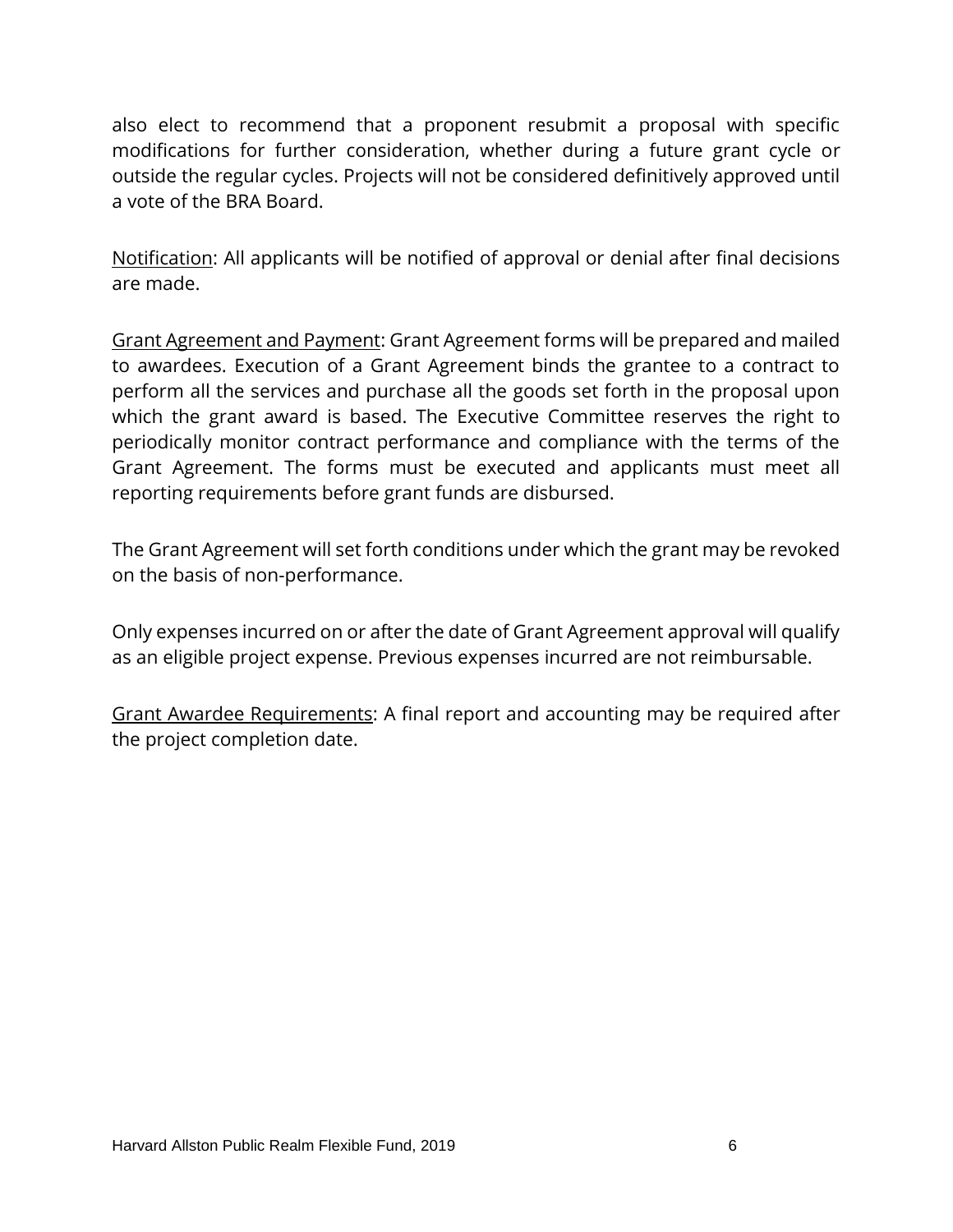also elect to recommend that a proponent resubmit a proposal with specific modifications for further consideration, whether during a future grant cycle or outside the regular cycles. Projects will not be considered definitively approved until a vote of the BRA Board.

<u>Notification</u>: All applicants will be notified of approval or denial after final decisions are made.

<u>Grant Agreement and Payment</u>: Grant Agreement forms will be prepared and mailed to awardees. Execution of a Grant Agreement binds the grantee to a contract to perform all the services and purchase all the goods set forth in the proposal upon which the grant award is based. The Executive Committee reserves the right to periodically monitor contract performance and compliance with the terms of the Grant Agreement. The forms must be executed and applicants must meet all reporting requirements before grant funds are disbursed.

The Grant Agreement will set forth conditions under which the grant may be revoked on the basis of non-performance.

Only expenses incurred on or after the date of Grant Agreement approval will qualify as an eligible project expense. Previous expenses incurred are not reimbursable.

<u>Grant Awardee Requirements</u>: A final report and accounting may be required after the project completion date.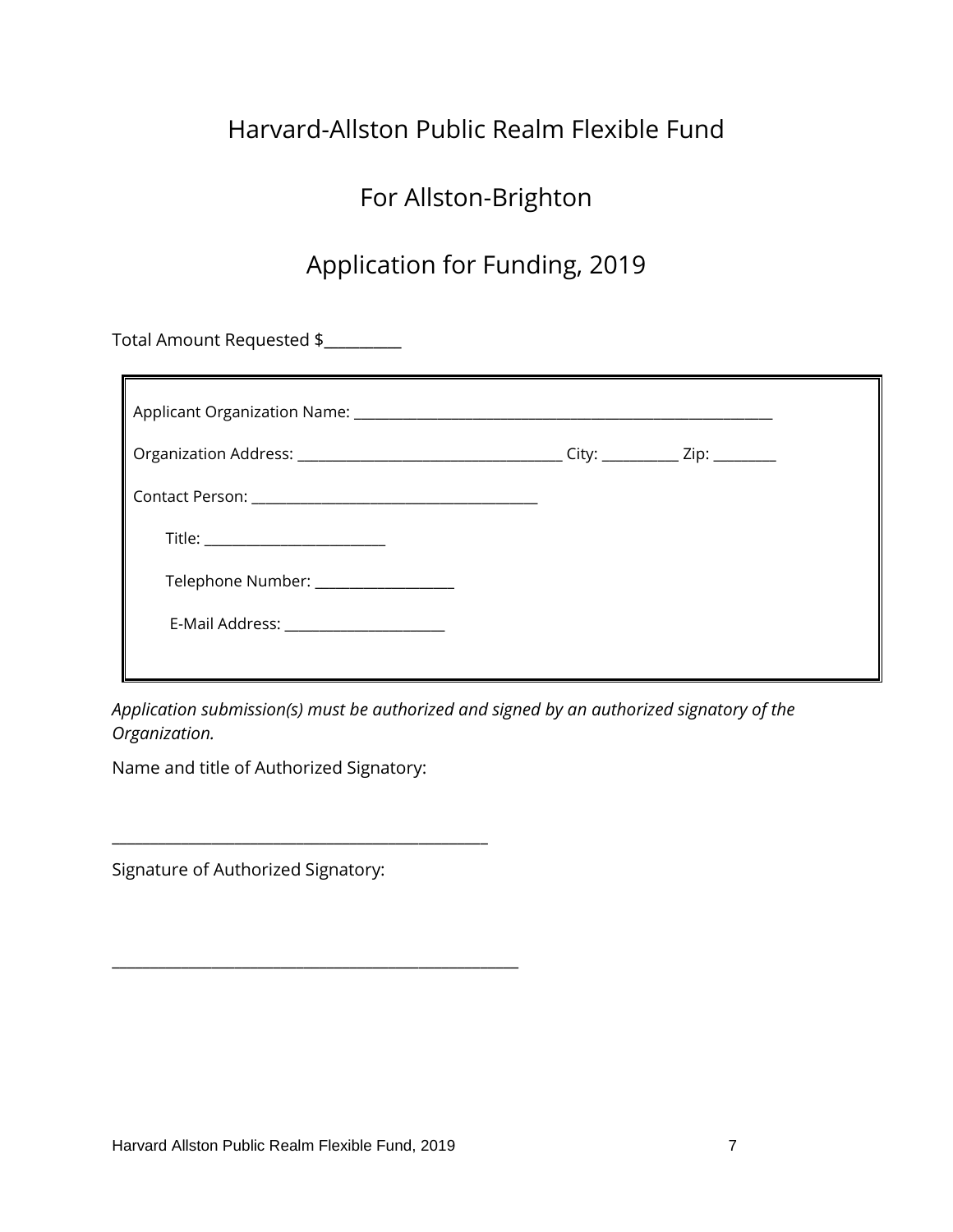# Harvard-Allston Public Realm Flexible Fund

## For Allston-Brighton

## Application for Funding, 2019

Total Amount Requested $__________

Applicant Organization Name: ____________________________________________________________

Organization Address: _____________________________________ City: ___________ Zip: _________

Contact Person: ________________________________________

Title: _________________________

Telephone Number: ___________________

E-Mail Address: _______________________

*Application submission(s) must be authorized and signed by an authorized signatory of the Organization.*

Name and title of Authorized Signatory:

_________________________________________________

Signature of Authorized Signatory:

_____________________________________________________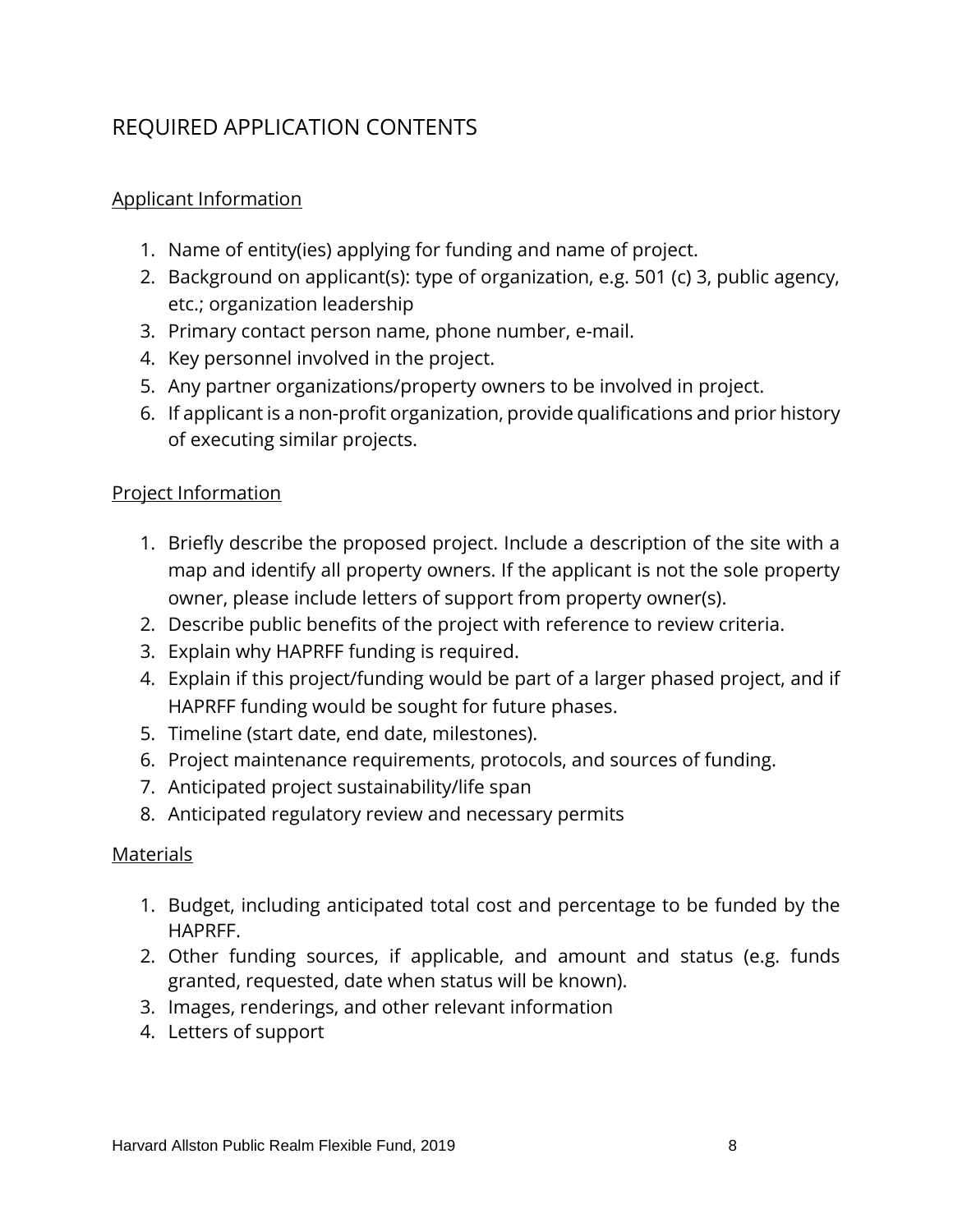## REQUIRED APPLICATION CONTENTS

### Applicant Information

1. Name of entity(ies) applying for funding and name of project.
2. Background on applicant(s): type of organization, e.g. 501 (c) 3, public agency, etc.; organization leadership
3. Primary contact person name, phone number, e-mail.
4. Key personnel involved in the project.
5. Any partner organizations/property owners to be involved in project.
6. If applicant is a non-profit organization, provide qualifications and prior history of executing similar projects.

### Project Information

1. Briefly describe the proposed project. Include a description of the site with a map and identify all property owners. If the applicant is not the sole property owner, please include letters of support from property owner(s).
2. Describe public benefits of the project with reference to review criteria.
3. Explain why HAPRFF funding is required.
4. Explain if this project/funding would be part of a larger phased project, and if HAPRFF funding would be sought for future phases.
5. Timeline (start date, end date, milestones).
6. Project maintenance requirements, protocols, and sources of funding.
7. Anticipated project sustainability/life span
8. Anticipated regulatory review and necessary permits

### Materials

1. Budget, including anticipated total cost and percentage to be funded by the HAPRFF.
2. Other funding sources, if applicable, and amount and status (e.g. funds granted, requested, date when status will be known).
3. Images, renderings, and other relevant information
4. Letters of support